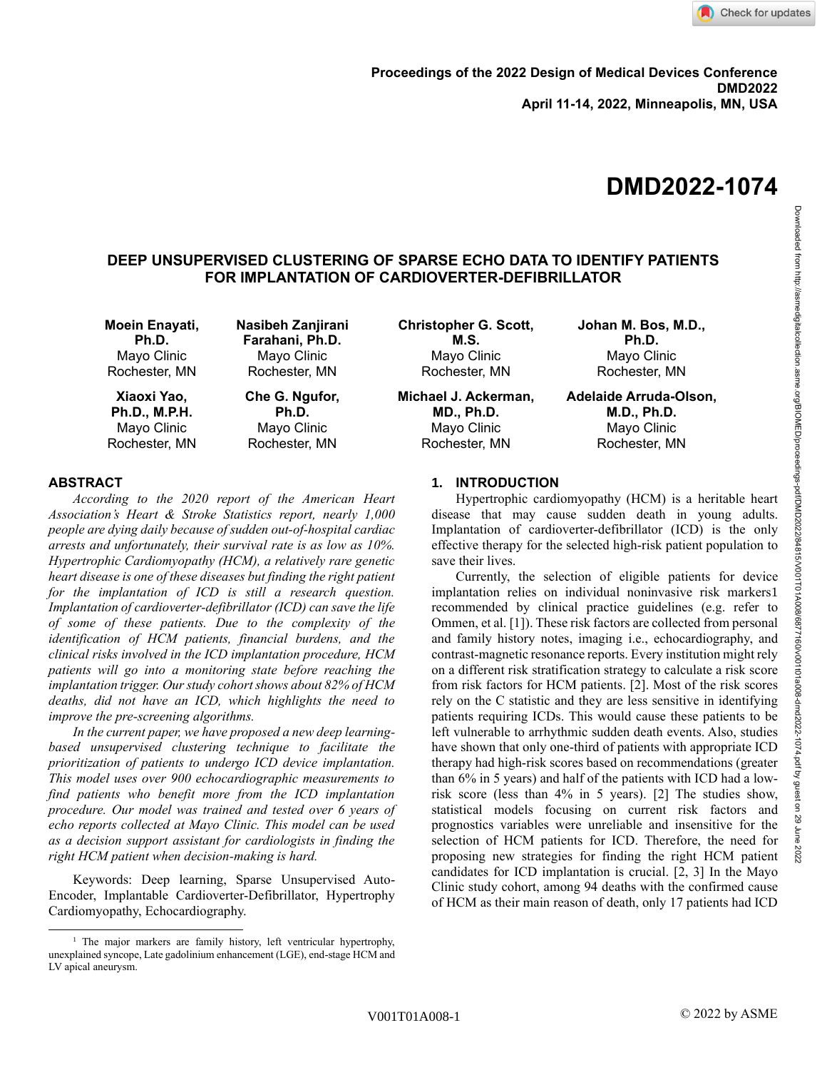Proceedings of the 2022 Design of Medical Devices Conference
DMD2022
April 11-14, 2022, Minneapolis, MN, USA

# DMD2022-1074

## DEEP UNSUPERVISED CLUSTERING OF SPARSE ECHO DATA TO IDENTIFY PATIENTS FOR IMPLANTATION OF CARDIOVERTER-DEFIBRILLATOR

**Moein Enayati, Ph.D.**
Mayo Clinic
Rochester, MN

**Nasibeh Zanjirani Farahani, Ph.D.**
Mayo Clinic
Rochester, MN

**Christopher G. Scott, M.S.**
Mayo Clinic
Rochester, MN

**Johan M. Bos, M.D., Ph.D.**
Mayo Clinic
Rochester, MN

**Xiaoxi Yao, Ph.D., M.P.H.**
Mayo Clinic
Rochester, MN

**Che G. Ngufor, Ph.D.**
Mayo Clinic
Rochester, MN

**Michael J. Ackerman, MD., Ph.D.**
Mayo Clinic
Rochester, MN

**Adelaide Arruda-Olson, M.D., Ph.D.**
Mayo Clinic
Rochester, MN

## ABSTRACT

*According to the 2020 report of the American Heart Association's Heart & Stroke Statistics report, nearly 1,000 people are dying daily because of sudden out-of-hospital cardiac arrests and unfortunately, their survival rate is as low as 10%. Hypertrophic Cardiomyopathy (HCM), a relatively rare genetic heart disease is one of these diseases but finding the right patient for the implantation of ICD is still a research question. Implantation of cardioverter-defibrillator (ICD) can save the life of some of these patients. Due to the complexity of the identification of HCM patients, financial burdens, and the clinical risks involved in the ICD implantation procedure, HCM patients will go into a monitoring state before reaching the implantation trigger. Our study cohort shows about 82% of HCM deaths, did not have an ICD, which highlights the need to improve the pre-screening algorithms.*

*In the current paper, we have proposed a new deep learning-based unsupervised clustering technique to facilitate the prioritization of patients to undergo ICD device implantation. This model uses over 900 echocardiographic measurements to find patients who benefit more from the ICD implantation procedure. Our model was trained and tested over 6 years of echo reports collected at Mayo Clinic. This model can be used as a decision support assistant for cardiologists in finding the right HCM patient when decision-making is hard.*

Keywords: Deep learning, Sparse Unsupervised Auto-Encoder, Implantable Cardioverter-Defibrillator, Hypertrophy Cardiomyopathy, Echocardiography.

## 1. INTRODUCTION

Hypertrophic cardiomyopathy (HCM) is a heritable heart disease that may cause sudden death in young adults. Implantation of cardioverter-defibrillator (ICD) is the only effective therapy for the selected high-risk patient population to save their lives.

Currently, the selection of eligible patients for device implantation relies on individual noninvasive risk markers[1] recommended by clinical practice guidelines (e.g. refer to Ommen, et al. [1]). These risk factors are collected from personal and family history notes, imaging i.e., echocardiography, and contrast-magnetic resonance reports. Every institution might rely on a different risk stratification strategy to calculate a risk score from risk factors for HCM patients. [2]. Most of the risk scores rely on the C statistic and they are less sensitive in identifying patients requiring ICDs. This would cause these patients to be left vulnerable to arrhythmic sudden death events. Also, studies have shown that only one-third of patients with appropriate ICD therapy had high-risk scores based on recommendations (greater than 6% in 5 years) and half of the patients with ICD had a low-risk score (less than 4% in 5 years). [2] The studies show, statistical models focusing on current risk factors and prognostics variables were unreliable and insensitive for the selection of HCM patients for ICD. Therefore, the need for proposing new strategies for finding the right HCM patient candidates for ICD implantation is crucial. [2, 3] In the Mayo Clinic study cohort, among 94 deaths with the confirmed cause of HCM as their main reason of death, only 17 patients had ICD

[1] The major markers are family history, left ventricular hypertrophy, unexplained syncope, Late gadolinium enhancement (LGE), end-stage HCM and LV apical aneurysm.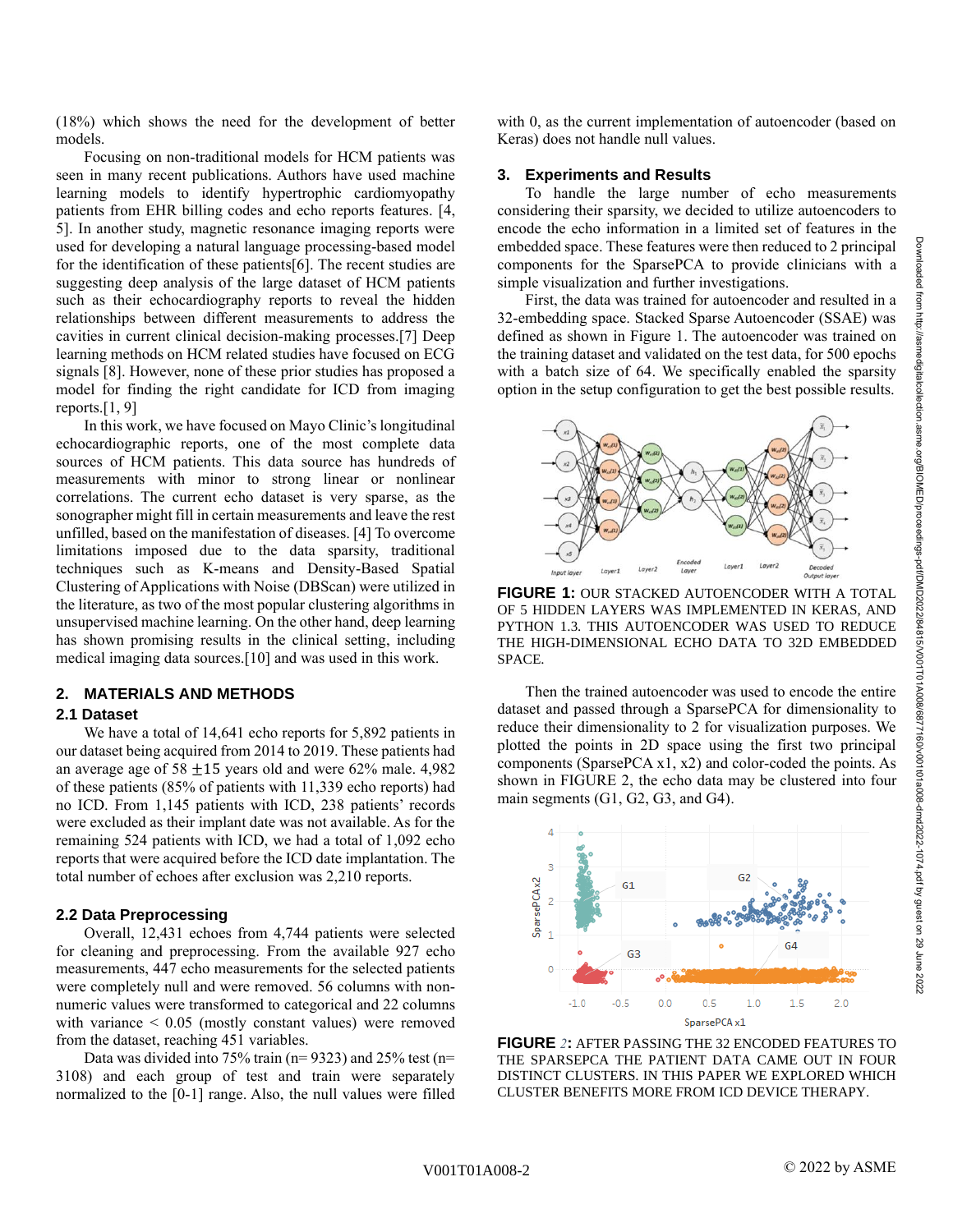(18%) which shows the need for the development of better models.

Focusing on non-traditional models for HCM patients was seen in many recent publications. Authors have used machine learning models to identify hypertrophic cardiomyopathy patients from EHR billing codes and echo reports features. [4, 5]. In another study, magnetic resonance imaging reports were used for developing a natural language processing-based model for the identification of these patients[6]. The recent studies are suggesting deep analysis of the large dataset of HCM patients such as their echocardiography reports to reveal the hidden relationships between different measurements to address the cavities in current clinical decision-making processes.[7] Deep learning methods on HCM related studies have focused on ECG signals [8]. However, none of these prior studies has proposed a model for finding the right candidate for ICD from imaging reports.[1, 9]

In this work, we have focused on Mayo Clinic's longitudinal echocardiographic reports, one of the most complete data sources of HCM patients. This data source has hundreds of measurements with minor to strong linear or nonlinear correlations. The current echo dataset is very sparse, as the sonographer might fill in certain measurements and leave the rest unfilled, based on the manifestation of diseases. [4] To overcome limitations imposed due to the data sparsity, traditional techniques such as K-means and Density-Based Spatial Clustering of Applications with Noise (DBScan) were utilized in the literature, as two of the most popular clustering algorithms in unsupervised machine learning. On the other hand, deep learning has shown promising results in the clinical setting, including medical imaging data sources.[10] and was used in this work.

## 2. MATERIALS AND METHODS

### 2.1 Dataset

We have a total of 14,641 echo reports for 5,892 patients in our dataset being acquired from 2014 to 2019. These patients had an average age of 58 $\pm$15 years old and were 62% male. 4,982 of these patients (85% of patients with 11,339 echo reports) had no ICD. From 1,145 patients with ICD, 238 patients' records were excluded as their implant date was not available. As for the remaining 524 patients with ICD, we had a total of 1,092 echo reports that were acquired before the ICD date implantation. The total number of echoes after exclusion was 2,210 reports.

### 2.2 Data Preprocessing

Overall, 12,431 echoes from 4,744 patients were selected for cleaning and preprocessing. From the available 927 echo measurements, 447 echo measurements for the selected patients were completely null and were removed. 56 columns with non-numeric values were transformed to categorical and 22 columns with variance < 0.05 (mostly constant values) were removed from the dataset, reaching 451 variables.

Data was divided into 75% train (n= 9323) and 25% test (n= 3108) and each group of test and train were separately normalized to the [0-1] range. Also, the null values were filled with 0, as the current implementation of autoencoder (based on Keras) does not handle null values.

## 3. Experiments and Results

To handle the large number of echo measurements considering their sparsity, we decided to utilize autoencoders to encode the echo information in a limited set of features in the embedded space. These features were then reduced to 2 principal components for the SparsePCA to provide clinicians with a simple visualization and further investigations.

First, the data was trained for autoencoder and resulted in a 32-embedding space. Stacked Sparse Autoencoder (SSAE) was defined as shown in Figure 1. The autoencoder was trained on the training dataset and validated on the test data, for 500 epochs with a batch size of 64. We specifically enabled the sparsity option in the setup configuration to get the best possible results.

**FIGURE 1:** OUR STACKED AUTOENCODER WITH A TOTAL OF 5 HIDDEN LAYERS WAS IMPLEMENTED IN KERAS, AND PYTHON 1.3. THIS AUTOENCODER WAS USED TO REDUCE THE HIGH-DIMENSIONAL ECHO DATA TO 32D EMBEDDED SPACE.

Then the trained autoencoder was used to encode the entire dataset and passed through a SparsePCA for dimensionality to reduce their dimensionality to 2 for visualization purposes. We plotted the points in 2D space using the first two principal components (SparsePCA x1, x2) and color-coded the points. As shown in FIGURE 2, the echo data may be clustered into four main segments (G1, G2, G3, and G4).

**FIGURE 2:** AFTER PASSING THE 32 ENCODED FEATURES TO THE SPARSEPCA THE PATIENT DATA CAME OUT IN FOUR DISTINCT CLUSTERS. IN THIS PAPER WE EXPLORED WHICH CLUSTER BENEFITS MORE FROM ICD DEVICE THERAPY.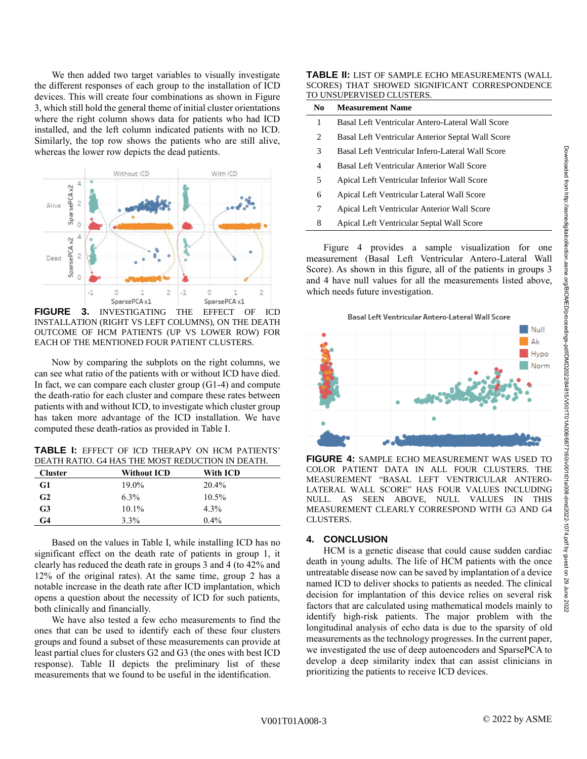We then added two target variables to visually investigate the different responses of each group to the installation of ICD devices. This will create four combinations as shown in Figure 3, which still hold the general theme of initial cluster orientations where the right column shows data for patients who had ICD installed, and the left column indicated patients with no ICD. Similarly, the top row shows the patients who are still alive, whereas the lower row depicts the dead patients.

**FIGURE 3.** INVESTIGATING THE EFFECT OF ICD INSTALLATION (RIGHT VS LEFT COLUMNS), ON THE DEATH OUTCOME OF HCM PATIENTS (UP VS LOWER ROW) FOR EACH OF THE MENTIONED FOUR PATIENT CLUSTERS.

Now by comparing the subplots on the right columns, we can see what ratio of the patients with or without ICD have died. In fact, we can compare each cluster group (G1-4) and compute the death-ratio for each cluster and compare these rates between patients with and without ICD, to investigate which cluster group has taken more advantage of the ICD installation. We have computed these death-ratios as provided in Table I.

**TABLE I:** EFFECT OF ICD THERAPY ON HCM PATIENTS' DEATH RATIO. G4 HAS THE MOST REDUCTION IN DEATH.

| Cluster | Without ICD | With ICD |
|---|---|---|
| **G1** | 19.0% | 20.4% |
| **G2** | 6.3% | 10.5% |
| **G3** | 10.1% | 4.3% |
| **G4** | 3.3% | 0.4% |

Based on the values in Table I, while installing ICD has no significant effect on the death rate of patients in group 1, it clearly has reduced the death rate in groups 3 and 4 (to 42% and 12% of the original rates). At the same time, group 2 has a notable increase in the death rate after ICD implantation, which opens a question about the necessity of ICD for such patients, both clinically and financially.

We have also tested a few echo measurements to find the ones that can be used to identify each of these four clusters groups and found a subset of these measurements can provide at least partial clues for clusters G2 and G3 (the ones with best ICD response). Table II depicts the preliminary list of these measurements that we found to be useful in the identification.

**TABLE II:** LIST OF SAMPLE ECHO MEASUREMENTS (WALL SCORES) THAT SHOWED SIGNIFICANT CORRESPONDENCE TO UNSUPERVISED CLUSTERS.

| No | Measurement Name |
|---|---|
| 1 | Basal Left Ventricular Antero-Lateral Wall Score |
| 2 | Basal Left Ventricular Anterior Septal Wall Score |
| 3 | Basal Left Ventricular Infero-Lateral Wall Score |
| 4 | Basal Left Ventricular Anterior Wall Score |
| 5 | Apical Left Ventricular Inferior Wall Score |
| 6 | Apical Left Ventricular Lateral Wall Score |
| 7 | Apical Left Ventricular Anterior Wall Score |
| 8 | Apical Left Ventricular Septal Wall Score |

Figure 4 provides a sample visualization for one measurement (Basal Left Ventricular Antero-Lateral Wall Score). As shown in this figure, all of the patients in groups 3 and 4 have null values for all the measurements listed above, which needs future investigation.

**FIGURE 4:** SAMPLE ECHO MEASUREMENT WAS USED TO COLOR PATIENT DATA IN ALL FOUR CLUSTERS. THE MEASUREMENT "BASAL LEFT VENTRICULAR ANTERO-LATERAL WALL SCORE" HAS FOUR VALUES INCLUDING NULL. AS SEEN ABOVE, NULL VALUES IN THIS MEASUREMENT CLEARLY CORRESPOND WITH G3 AND G4 CLUSTERS.

## 4. CONCLUSION

HCM is a genetic disease that could cause sudden cardiac death in young adults. The life of HCM patients with the once untreatable disease now can be saved by implantation of a device named ICD to deliver shocks to patients as needed. The clinical decision for implantation of this device relies on several risk factors that are calculated using mathematical models mainly to identify high-risk patients. The major problem with the longitudinal analysis of echo data is due to the sparsity of old measurements as the technology progresses. In the current paper, we investigated the use of deep autoencoders and SparsePCA to develop a deep similarity index that can assist clinicians in prioritizing the patients to receive ICD devices.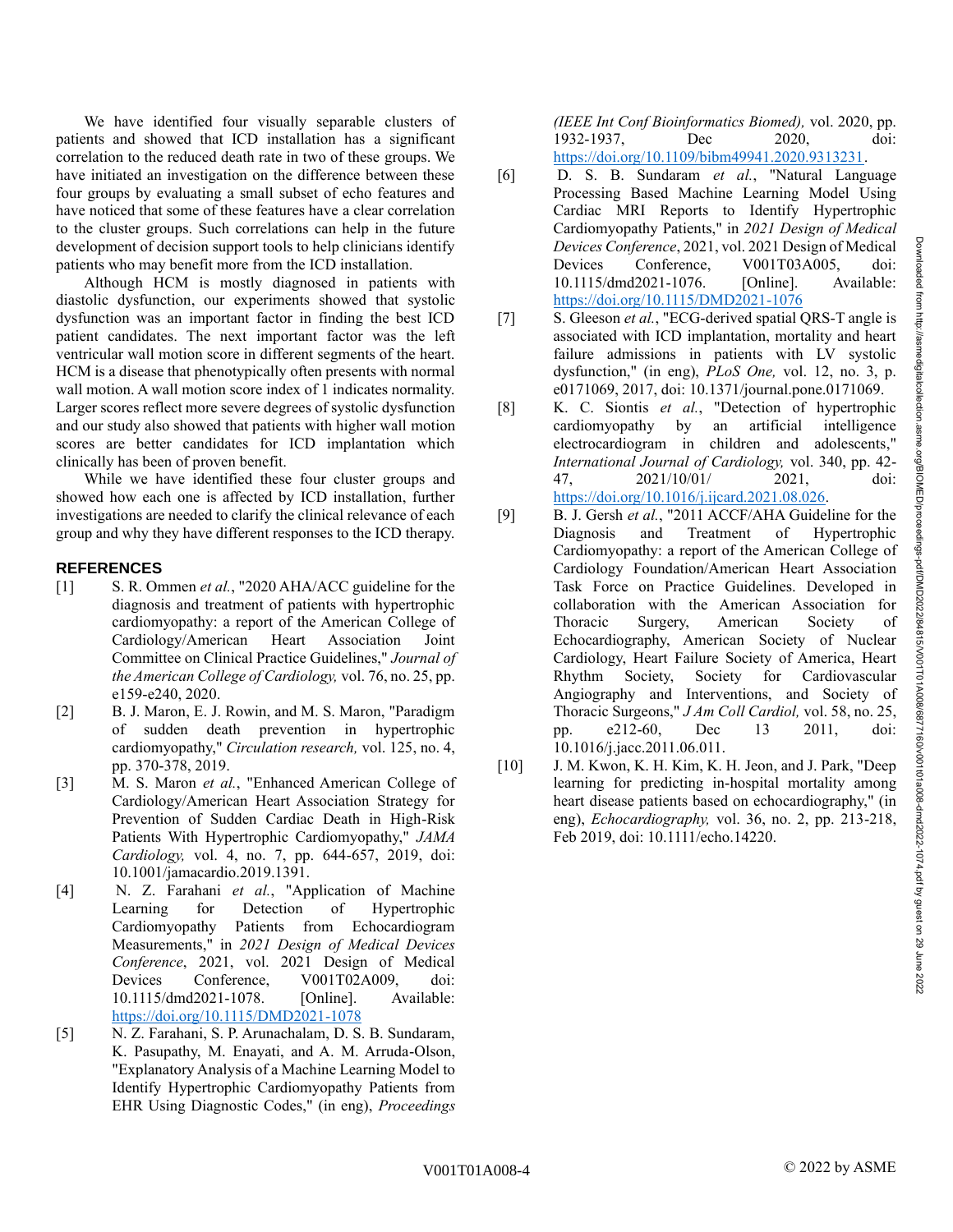We have identified four visually separable clusters of patients and showed that ICD installation has a significant correlation to the reduced death rate in two of these groups. We have initiated an investigation on the difference between these four groups by evaluating a small subset of echo features and have noticed that some of these features have a clear correlation to the cluster groups. Such correlations can help in the future development of decision support tools to help clinicians identify patients who may benefit more from the ICD installation.

Although HCM is mostly diagnosed in patients with diastolic dysfunction, our experiments showed that systolic dysfunction was an important factor in finding the best ICD patient candidates. The next important factor was the left ventricular wall motion score in different segments of the heart. HCM is a disease that phenotypically often presents with normal wall motion. A wall motion score index of 1 indicates normality. Larger scores reflect more severe degrees of systolic dysfunction and our study also showed that patients with higher wall motion scores are better candidates for ICD implantation which clinically has been of proven benefit.

While we have identified these four cluster groups and showed how each one is affected by ICD installation, further investigations are needed to clarify the clinical relevance of each group and why they have different responses to the ICD therapy.

## REFERENCES

[1] S. R. Ommen *et al.*, "2020 AHA/ACC guideline for the diagnosis and treatment of patients with hypertrophic cardiomyopathy: a report of the American College of Cardiology/American Heart Association Joint Committee on Clinical Practice Guidelines," *Journal of the American College of Cardiology,* vol. 76, no. 25, pp. e159-e240, 2020.

[2] B. J. Maron, E. J. Rowin, and M. S. Maron, "Paradigm of sudden death prevention in hypertrophic cardiomyopathy," *Circulation research,* vol. 125, no. 4, pp. 370-378, 2019.

[3] M. S. Maron *et al.*, "Enhanced American College of Cardiology/American Heart Association Strategy for Prevention of Sudden Cardiac Death in High-Risk Patients With Hypertrophic Cardiomyopathy," *JAMA Cardiology,* vol. 4, no. 7, pp. 644-657, 2019, doi: 10.1001/jamacardio.2019.1391.

[4] N. Z. Farahani *et al.*, "Application of Machine Learning for Detection of Hypertrophic Cardiomyopathy Patients from Echocardiogram Measurements," in *2021 Design of Medical Devices Conference*, 2021, vol. 2021 Design of Medical Devices Conference, V001T02A009, doi: 10.1115/dmd2021-1078. [Online]. Available: https://doi.org/10.1115/DMD2021-1078

[5] N. Z. Farahani, S. P. Arunachalam, D. S. B. Sundaram, K. Pasupathy, M. Enayati, and A. M. Arruda-Olson, "Explanatory Analysis of a Machine Learning Model to Identify Hypertrophic Cardiomyopathy Patients from EHR Using Diagnostic Codes," (in eng), *Proceedings (IEEE Int Conf Bioinformatics Biomed),* vol. 2020, pp. 1932-1937, Dec 2020, doi: https://doi.org/10.1109/bibm49941.2020.9313231.

[6] D. S. B. Sundaram *et al.*, "Natural Language Processing Based Machine Learning Model Using Cardiac MRI Reports to Identify Hypertrophic Cardiomyopathy Patients," in *2021 Design of Medical Devices Conference*, 2021, vol. 2021 Design of Medical Devices Conference, V001T03A005, doi: 10.1115/dmd2021-1076. [Online]. Available: https://doi.org/10.1115/DMD2021-1076

[7] S. Gleeson *et al.*, "ECG-derived spatial QRS-T angle is associated with ICD implantation, mortality and heart failure admissions in patients with LV systolic dysfunction," (in eng), *PLoS One,* vol. 12, no. 3, p. e0171069, 2017, doi: 10.1371/journal.pone.0171069.

[8] K. C. Siontis *et al.*, "Detection of hypertrophic cardiomyopathy by an artificial intelligence electrocardiogram in children and adolescents," *International Journal of Cardiology,* vol. 340, pp. 42-47, 2021/10/01/ 2021, doi: https://doi.org/10.1016/j.ijcard.2021.08.026.

[9] B. J. Gersh *et al.*, "2011 ACCF/AHA Guideline for the Diagnosis and Treatment of Hypertrophic Cardiomyopathy: a report of the American College of Cardiology Foundation/American Heart Association Task Force on Practice Guidelines. Developed in collaboration with the American Association for Thoracic Surgery, American Society of Echocardiography, American Society of Nuclear Cardiology, Heart Failure Society of America, Heart Rhythm Society, Society for Cardiovascular Angiography and Interventions, and Society of Thoracic Surgeons," *J Am Coll Cardiol,* vol. 58, no. 25, pp. e212-60, Dec 13 2011, doi: 10.1016/j.jacc.2011.06.011.

[10] J. M. Kwon, K. H. Kim, K. H. Jeon, and J. Park, "Deep learning for predicting in-hospital mortality among heart disease patients based on echocardiography," (in eng), *Echocardiography,* vol. 36, no. 2, pp. 213-218, Feb 2019, doi: 10.1111/echo.14220.